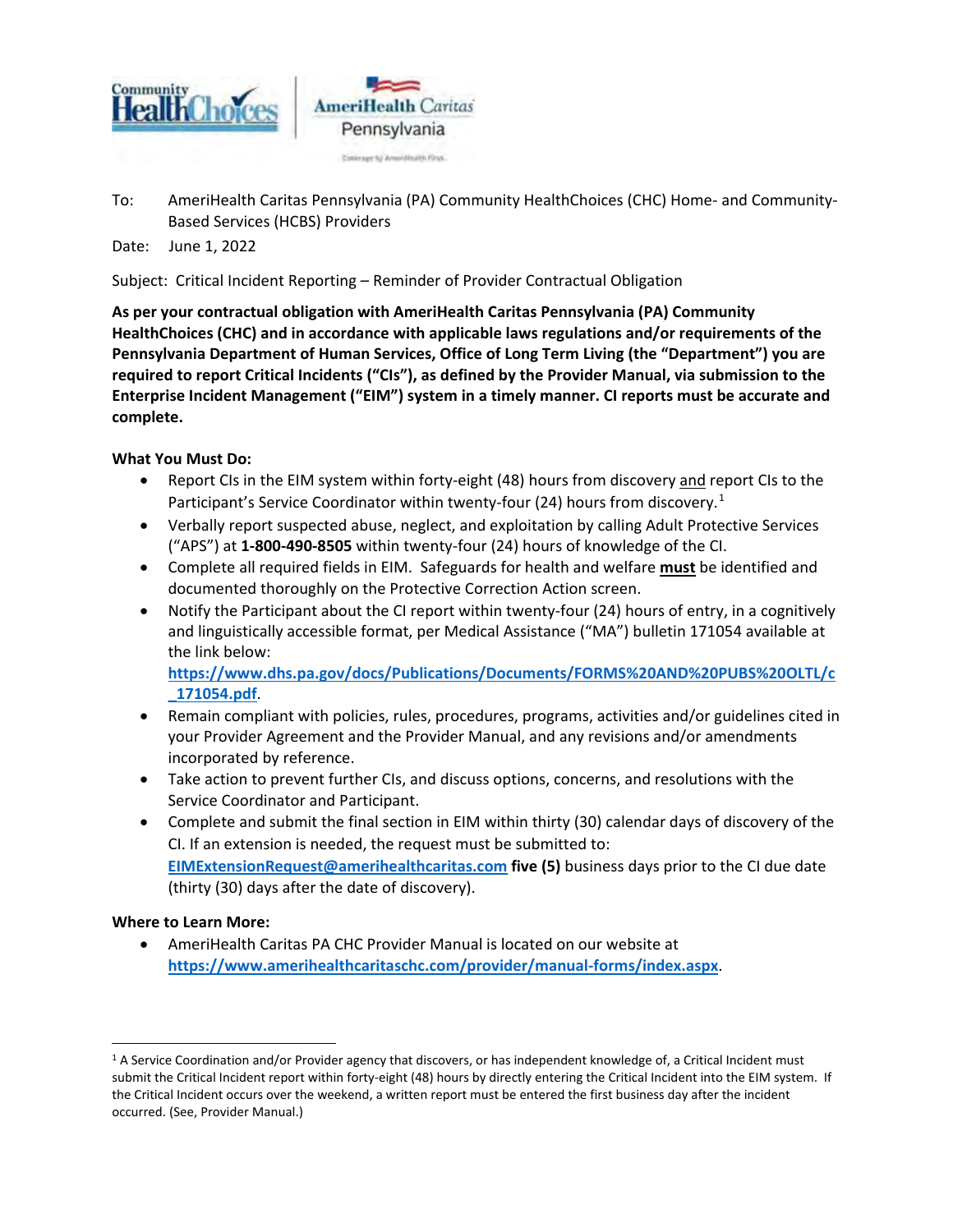To: AmeriHealth Caritas Pennsylvania (PA) Community HealthChoices (CHC) Home- and Community-Based Services (HCBS) Providers

Date: June 1, 2022

Subject: Critical Incident Reporting – Reminder of Provider Contractual Obligation

**As per your contractual obligation with AmeriHealth Caritas Pennsylvania (PA) Community HealthChoices (CHC) and in accordance with applicable laws regulations and/or requirements of the Pennsylvania Department of Human Services, Office of Long Term Living (the "Department") you are required to report Critical Incidents ("CIs"), as defined by the Provider Manual, via submission to the Enterprise Incident Management ("EIM") system in a timely manner. CI reports must be accurate and complete.**

**What You Must Do:**

- Report CIs in the EIM system within forty-eight (48) hours from discovery and report CIs to the Participant's Service Coordinator within twenty-four (24) hours from discovery.[1]
- Verbally report suspected abuse, neglect, and exploitation by calling Adult Protective Services ("APS") at **1-800-490-8505** within twenty-four (24) hours of knowledge of the CI.
- Complete all required fields in EIM. Safeguards for health and welfare **must** be identified and documented thoroughly on the Protective Correction Action screen.
- Notify the Participant about the CI report within twenty-four (24) hours of entry, in a cognitively and linguistically accessible format, per Medical Assistance ("MA") bulletin 171054 available at the link below: **https://www.dhs.pa.gov/docs/Publications/Documents/FORMS%20AND%20PUBS%20OLTL/c_171054.pdf**.
- Remain compliant with policies, rules, procedures, programs, activities and/or guidelines cited in your Provider Agreement and the Provider Manual, and any revisions and/or amendments incorporated by reference.
- Take action to prevent further CIs, and discuss options, concerns, and resolutions with the Service Coordinator and Participant.
- Complete and submit the final section in EIM within thirty (30) calendar days of discovery of the CI. If an extension is needed, the request must be submitted to: **EIMExtensionRequest@amerihealthcaritas.com** **five (5)** business days prior to the CI due date (thirty (30) days after the date of discovery).

**Where to Learn More:**

- AmeriHealth Caritas PA CHC Provider Manual is located on our website at **https://www.amerihealthcaritaschc.com/provider/manual-forms/index.aspx**.

---

[1] A Service Coordination and/or Provider agency that discovers, or has independent knowledge of, a Critical Incident must submit the Critical Incident report within forty-eight (48) hours by directly entering the Critical Incident into the EIM system. If the Critical Incident occurs over the weekend, a written report must be entered the first business day after the incident occurred. (See, Provider Manual.)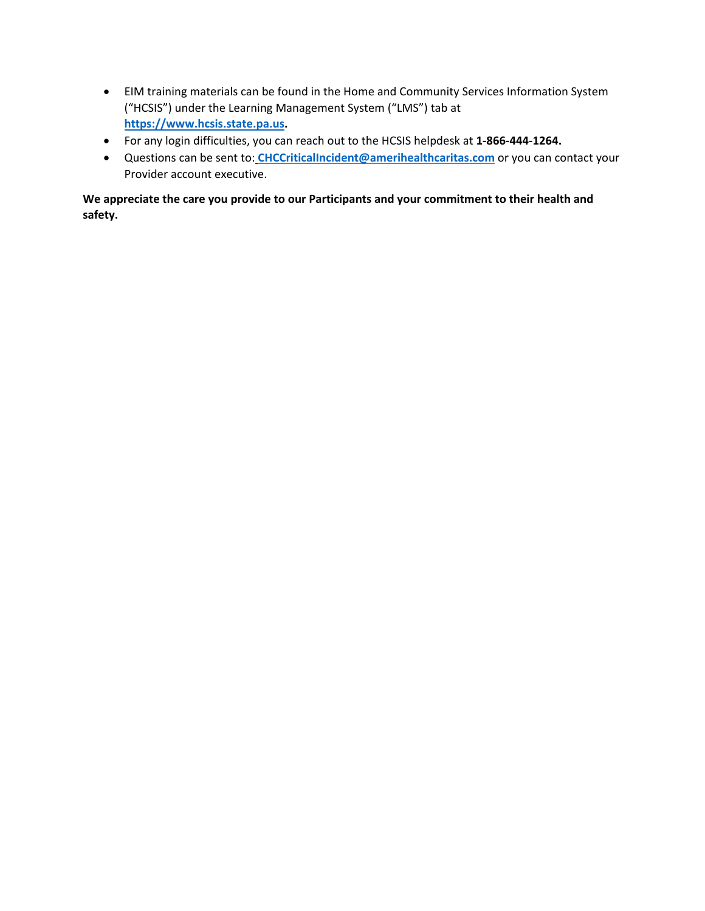- EIM training materials can be found in the Home and Community Services Information System ("HCSIS") under the Learning Management System ("LMS") tab at **https://www.hcsis.state.pa.us**.
- For any login difficulties, you can reach out to the HCSIS helpdesk at **1-866-444-1264.**
- Questions can be sent to: **CHCCriticalIncident@amerihealthcaritas.com** or you can contact your Provider account executive.

**We appreciate the care you provide to our Participants and your commitment to their health and safety.**